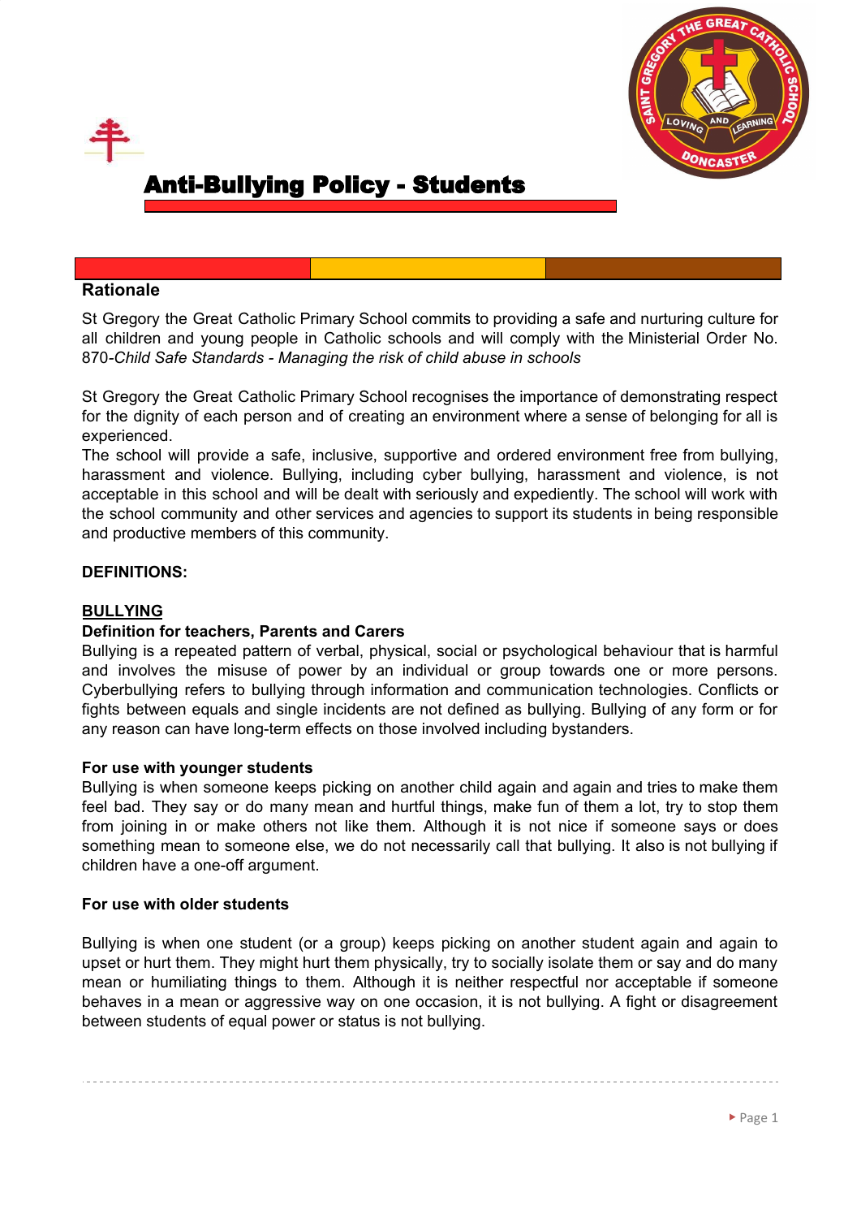# Anti-Bullying Policy - Students

## Rationale

St Gregory the Great Catholic Primary School commits to providing a safe and nurturing culture for all children and young people in Catholic schools and will comply with the Ministerial Order No. 870-*Child Safe Standards - Managing the risk of child abuse in schools*

St Gregory the Great Catholic Primary School recognises the importance of demonstrating respect for the dignity of each person and of creating an environment where a sense of belonging for all is experienced.
The school will provide a safe, inclusive, supportive and ordered environment free from bullying, harassment and violence. Bullying, including cyber bullying, harassment and violence, is not acceptable in this school and will be dealt with seriously and expediently. The school will work with the school community and other services and agencies to support its students in being responsible and productive members of this community.

**DEFINITIONS:**

**BULLYING**

**Definition for teachers, Parents and Carers**
Bullying is a repeated pattern of verbal, physical, social or psychological behaviour that is harmful and involves the misuse of power by an individual or group towards one or more persons. Cyberbullying refers to bullying through information and communication technologies. Conflicts or fights between equals and single incidents are not defined as bullying. Bullying of any form or for any reason can have long-term effects on those involved including bystanders.

**For use with younger students**
Bullying is when someone keeps picking on another child again and again and tries to make them feel bad. They say or do many mean and hurtful things, make fun of them a lot, try to stop them from joining in or make others not like them. Although it is not nice if someone says or does something mean to someone else, we do not necessarily call that bullying. It also is not bullying if children have a one-off argument.

**For use with older students**

Bullying is when one student (or a group) keeps picking on another student again and again to upset or hurt them. They might hurt them physically, try to socially isolate them or say and do many mean or humiliating things to them. Although it is neither respectful nor acceptable if someone behaves in a mean or aggressive way on one occasion, it is not bullying. A fight or disagreement between students of equal power or status is not bullying.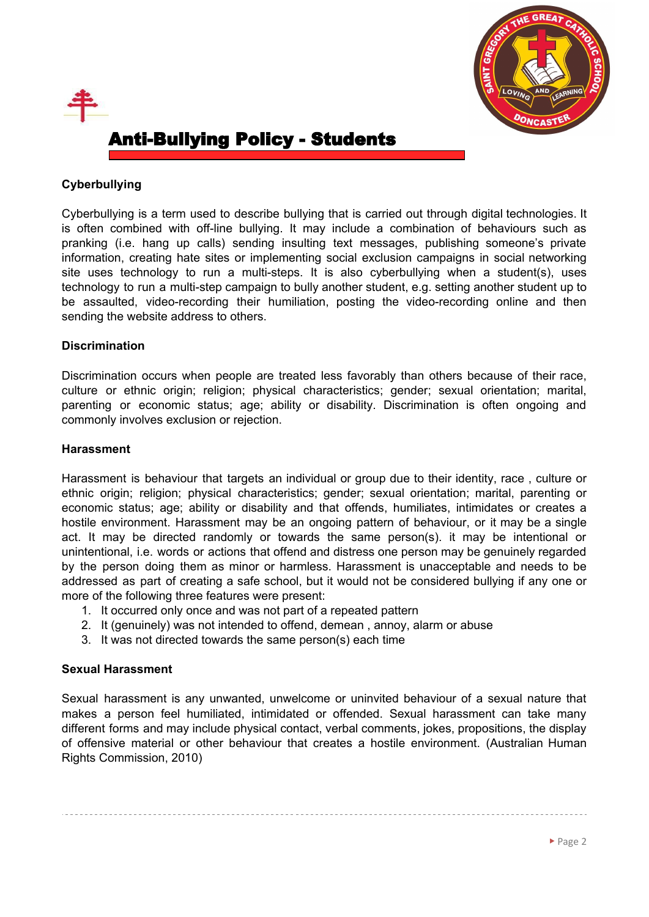# Anti-Bullying Policy - Students

**Cyberbullying**

Cyberbullying is a term used to describe bullying that is carried out through digital technologies. It is often combined with off-line bullying. It may include a combination of behaviours such as pranking (i.e. hang up calls) sending insulting text messages, publishing someone's private information, creating hate sites or implementing social exclusion campaigns in social networking site uses technology to run a multi-steps. It is also cyberbullying when a student(s), uses technology to run a multi-step campaign to bully another student, e.g. setting another student up to be assaulted, video-recording their humiliation, posting the video-recording online and then sending the website address to others.

**Discrimination**

Discrimination occurs when people are treated less favorably than others because of their race, culture or ethnic origin; religion; physical characteristics; gender; sexual orientation; marital, parenting or economic status; age; ability or disability. Discrimination is often ongoing and commonly involves exclusion or rejection.

**Harassment**

Harassment is behaviour that targets an individual or group due to their identity, race , culture or ethnic origin; religion; physical characteristics; gender; sexual orientation; marital, parenting or economic status; age; ability or disability and that offends, humiliates, intimidates or creates a hostile environment. Harassment may be an ongoing pattern of behaviour, or it may be a single act. It may be directed randomly or towards the same person(s). it may be intentional or unintentional, i.e. words or actions that offend and distress one person may be genuinely regarded by the person doing them as minor or harmless. Harassment is unacceptable and needs to be addressed as part of creating a safe school, but it would not be considered bullying if any one or more of the following three features were present:

1. It occurred only once and was not part of a repeated pattern
2. It (genuinely) was not intended to offend, demean , annoy, alarm or abuse
3. It was not directed towards the same person(s) each time

**Sexual Harassment**

Sexual harassment is any unwanted, unwelcome or uninvited behaviour of a sexual nature that makes a person feel humiliated, intimidated or offended. Sexual harassment can take many different forms and may include physical contact, verbal comments, jokes, propositions, the display of offensive material or other behaviour that creates a hostile environment. (Australian Human Rights Commission, 2010)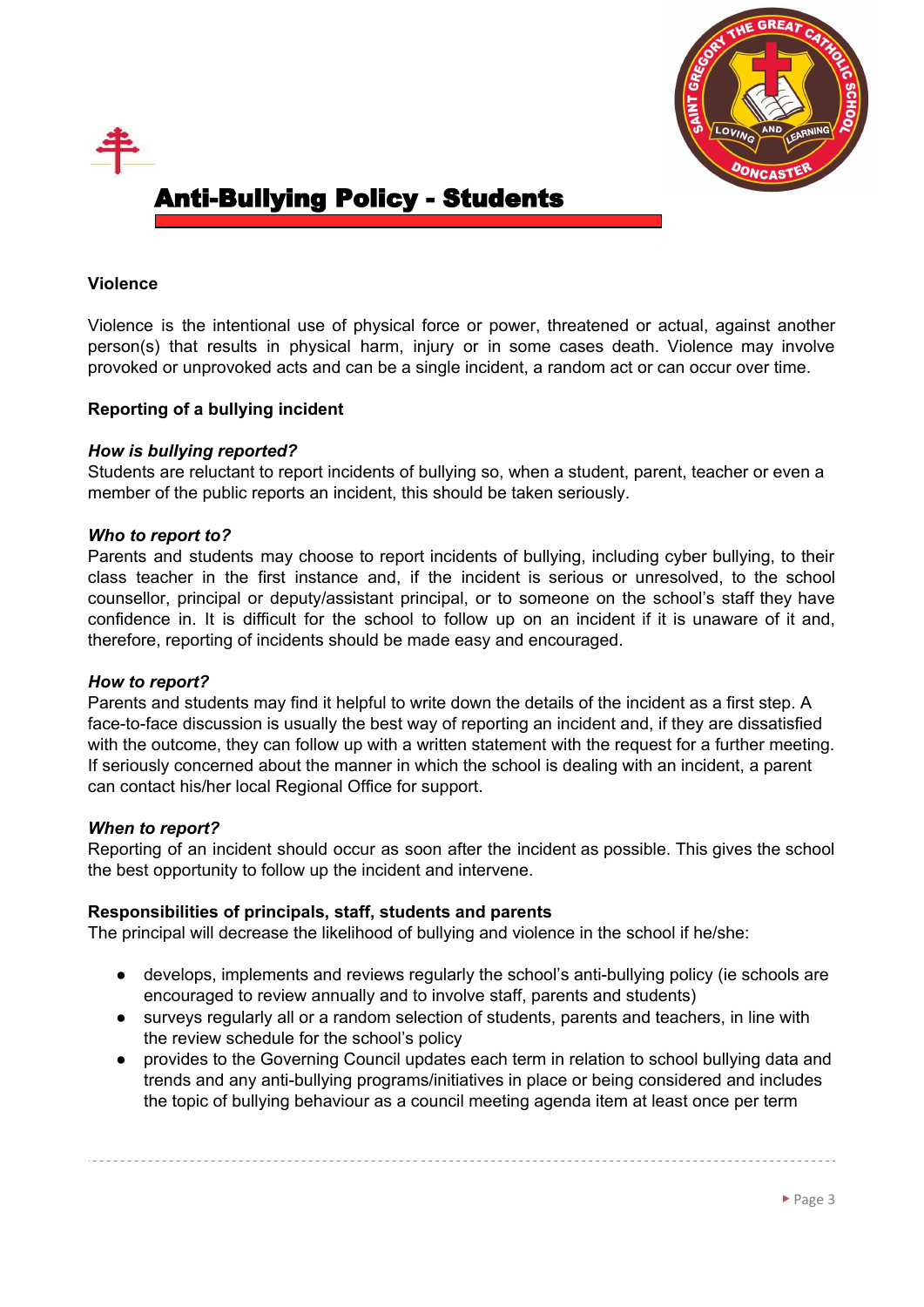## Anti-Bullying Policy - Students

**Violence**

Violence is the intentional use of physical force or power, threatened or actual, against another person(s) that results in physical harm, injury or in some cases death. Violence may involve provoked or unprovoked acts and can be a single incident, a random act or can occur over time.

**Reporting of a bullying incident**

***How is bullying reported?***

Students are reluctant to report incidents of bullying so, when a student, parent, teacher or even a member of the public reports an incident, this should be taken seriously.

***Who to report to?***

Parents and students may choose to report incidents of bullying, including cyber bullying, to their class teacher in the first instance and, if the incident is serious or unresolved, to the school counsellor, principal or deputy/assistant principal, or to someone on the school's staff they have confidence in. It is difficult for the school to follow up on an incident if it is unaware of it and, therefore, reporting of incidents should be made easy and encouraged.

***How to report?***

Parents and students may find it helpful to write down the details of the incident as a first step. A face-to-face discussion is usually the best way of reporting an incident and, if they are dissatisfied with the outcome, they can follow up with a written statement with the request for a further meeting. If seriously concerned about the manner in which the school is dealing with an incident, a parent can contact his/her local Regional Office for support.

***When to report?***

Reporting of an incident should occur as soon after the incident as possible. This gives the school the best opportunity to follow up the incident and intervene.

**Responsibilities of principals, staff, students and parents**

The principal will decrease the likelihood of bullying and violence in the school if he/she:

- develops, implements and reviews regularly the school's anti-bullying policy (ie schools are encouraged to review annually and to involve staff, parents and students)
- surveys regularly all or a random selection of students, parents and teachers, in line with the review schedule for the school's policy
- provides to the Governing Council updates each term in relation to school bullying data and trends and any anti-bullying programs/initiatives in place or being considered and includes the topic of bullying behaviour as a council meeting agenda item at least once per term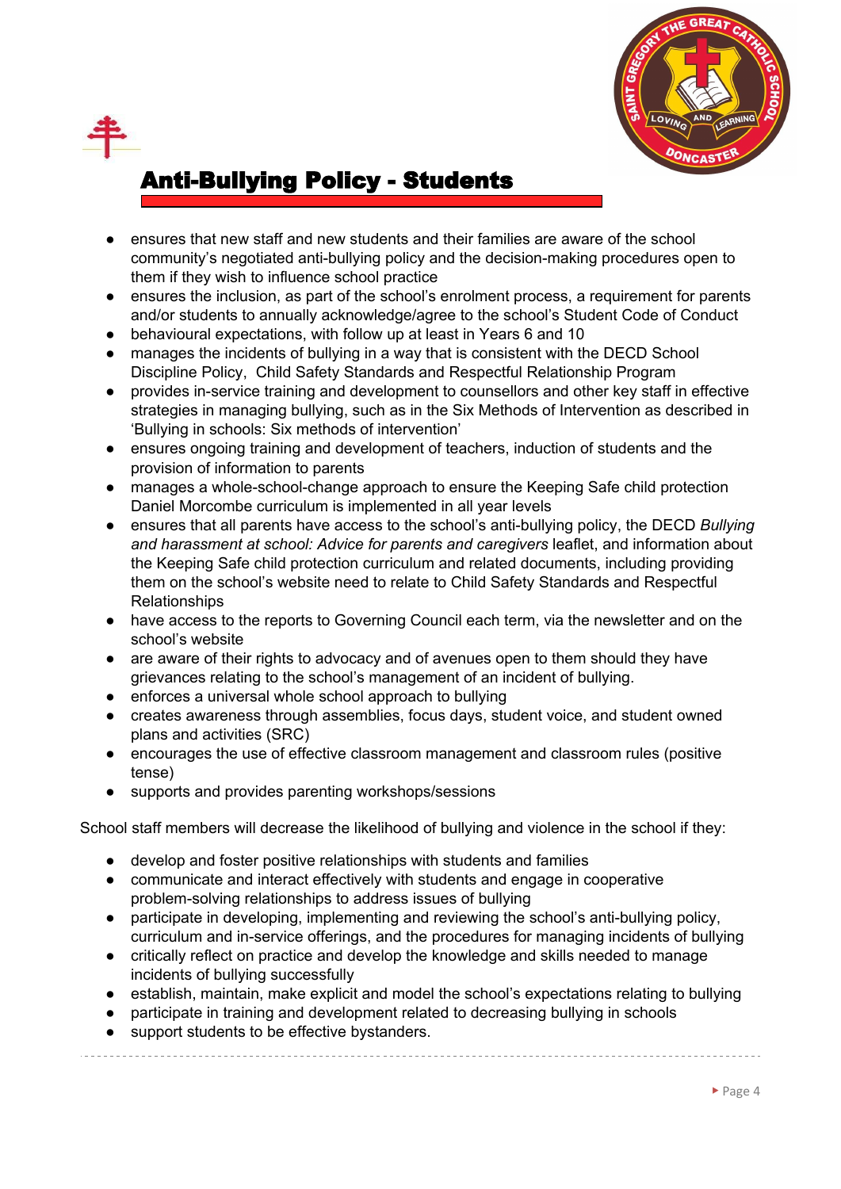- ensures that new staff and new students and their families are aware of the school community's negotiated anti-bullying policy and the decision-making procedures open to them if they wish to influence school practice
- ensures the inclusion, as part of the school's enrolment process, a requirement for parents and/or students to annually acknowledge/agree to the school's Student Code of Conduct
- behavioural expectations, with follow up at least in Years 6 and 10
- manages the incidents of bullying in a way that is consistent with the DECD School Discipline Policy, Child Safety Standards and Respectful Relationship Program
- provides in-service training and development to counsellors and other key staff in effective strategies in managing bullying, such as in the Six Methods of Intervention as described in 'Bullying in schools: Six methods of intervention'
- ensures ongoing training and development of teachers, induction of students and the provision of information to parents
- manages a whole-school-change approach to ensure the Keeping Safe child protection Daniel Morcombe curriculum is implemented in all year levels
- ensures that all parents have access to the school's anti-bullying policy, the DECD *Bullying and harassment at school: Advice for parents and caregivers* leaflet, and information about the Keeping Safe child protection curriculum and related documents, including providing them on the school's website need to relate to Child Safety Standards and Respectful Relationships
- have access to the reports to Governing Council each term, via the newsletter and on the school's website
- are aware of their rights to advocacy and of avenues open to them should they have grievances relating to the school's management of an incident of bullying.
- enforces a universal whole school approach to bullying
- creates awareness through assemblies, focus days, student voice, and student owned plans and activities (SRC)
- encourages the use of effective classroom management and classroom rules (positive tense)
- supports and provides parenting workshops/sessions

School staff members will decrease the likelihood of bullying and violence in the school if they:

- develop and foster positive relationships with students and families
- communicate and interact effectively with students and engage in cooperative problem-solving relationships to address issues of bullying
- participate in developing, implementing and reviewing the school's anti-bullying policy, curriculum and in-service offerings, and the procedures for managing incidents of bullying
- critically reflect on practice and develop the knowledge and skills needed to manage incidents of bullying successfully
- establish, maintain, make explicit and model the school's expectations relating to bullying
- participate in training and development related to decreasing bullying in schools
- support students to be effective bystanders.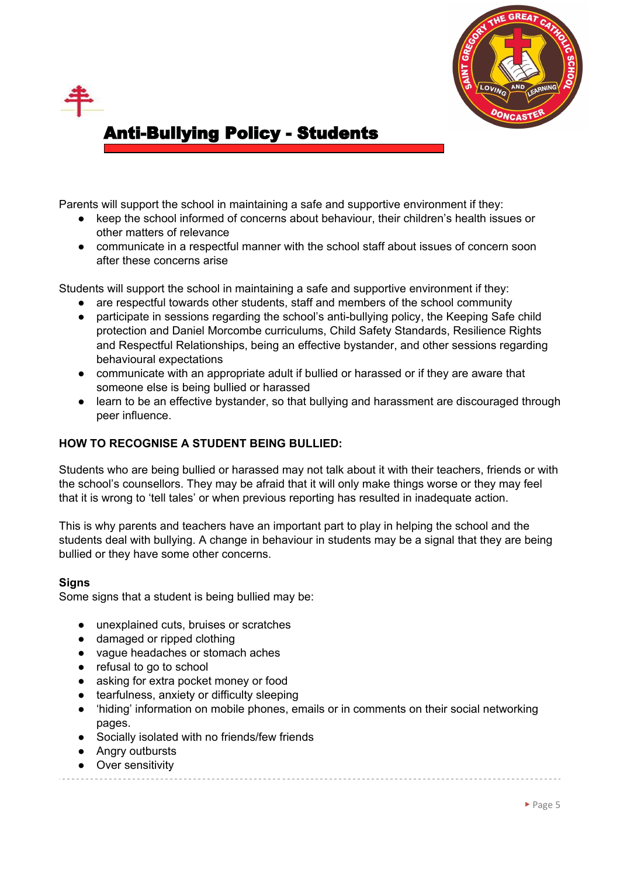Parents will support the school in maintaining a safe and supportive environment if they:

- keep the school informed of concerns about behaviour, their children's health issues or other matters of relevance
- communicate in a respectful manner with the school staff about issues of concern soon after these concerns arise

Students will support the school in maintaining a safe and supportive environment if they:

- are respectful towards other students, staff and members of the school community
- participate in sessions regarding the school's anti-bullying policy, the Keeping Safe child protection and Daniel Morcombe curriculums, Child Safety Standards, Resilience Rights and Respectful Relationships, being an effective bystander, and other sessions regarding behavioural expectations
- communicate with an appropriate adult if bullied or harassed or if they are aware that someone else is being bullied or harassed
- learn to be an effective bystander, so that bullying and harassment are discouraged through peer influence.

**HOW TO RECOGNISE A STUDENT BEING BULLIED:**

Students who are being bullied or harassed may not talk about it with their teachers, friends or with the school's counsellors. They may be afraid that it will only make things worse or they may feel that it is wrong to 'tell tales' or when previous reporting has resulted in inadequate action.

This is why parents and teachers have an important part to play in helping the school and the students deal with bullying. A change in behaviour in students may be a signal that they are being bullied or they have some other concerns.

**Signs**

Some signs that a student is being bullied may be:

- unexplained cuts, bruises or scratches
- damaged or ripped clothing
- vague headaches or stomach aches
- refusal to go to school
- asking for extra pocket money or food
- tearfulness, anxiety or difficulty sleeping
- 'hiding' information on mobile phones, emails or in comments on their social networking pages.
- Socially isolated with no friends/few friends
- Angry outbursts
- Over sensitivity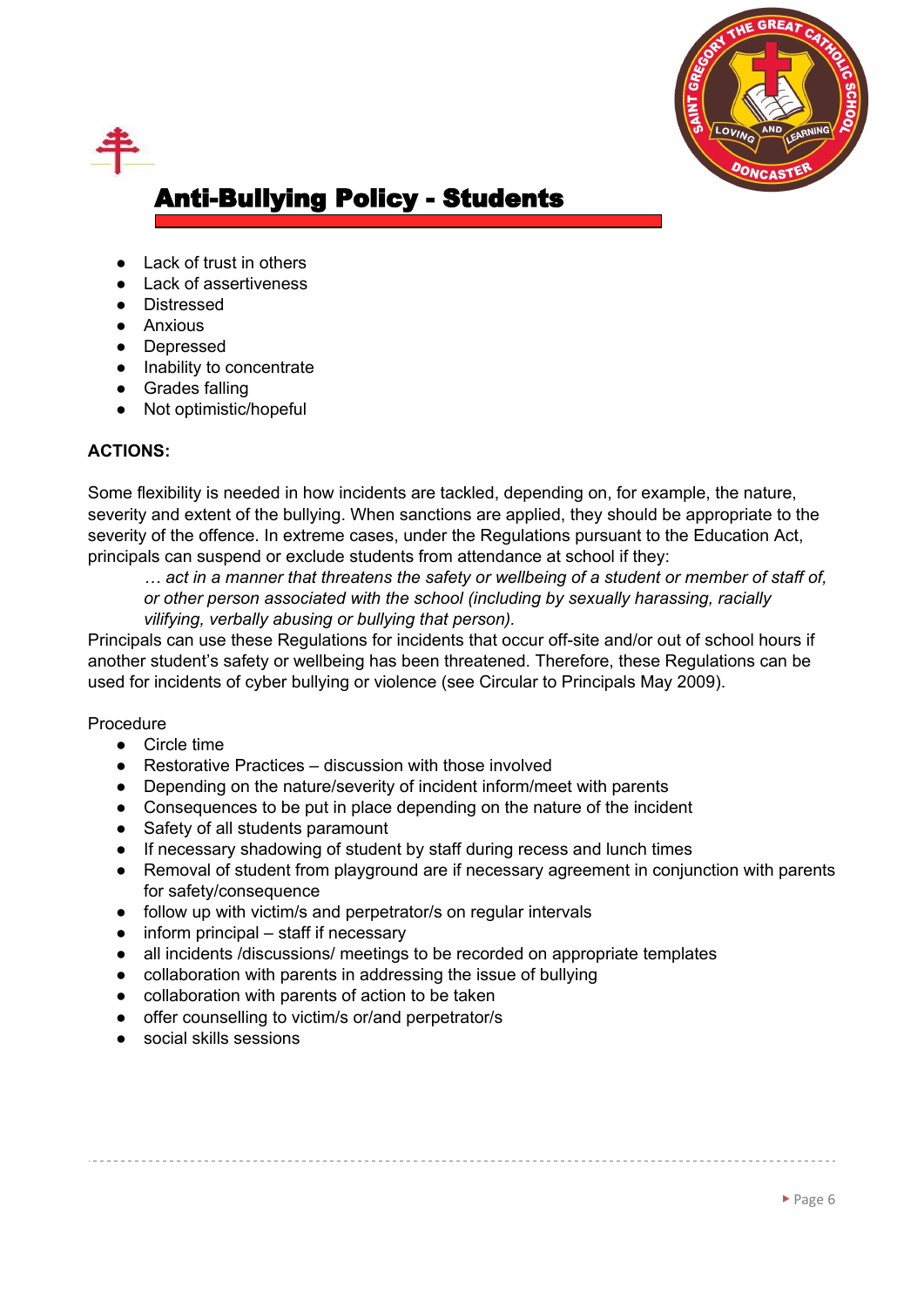- Lack of trust in others
- Lack of assertiveness
- Distressed
- Anxious
- Depressed
- Inability to concentrate
- Grades falling
- Not optimistic/hopeful

**ACTIONS:**

Some flexibility is needed in how incidents are tackled, depending on, for example, the nature, severity and extent of the bullying. When sanctions are applied, they should be appropriate to the severity of the offence. In extreme cases, under the Regulations pursuant to the Education Act, principals can suspend or exclude students from attendance at school if they:

> *… act in a manner that threatens the safety or wellbeing of a student or member of staff of, or other person associated with the school (including by sexually harassing, racially vilifying, verbally abusing or bullying that person).*

Principals can use these Regulations for incidents that occur off-site and/or out of school hours if another student's safety or wellbeing has been threatened. Therefore, these Regulations can be used for incidents of cyber bullying or violence (see Circular to Principals May 2009).

Procedure

- Circle time
- Restorative Practices – discussion with those involved
- Depending on the nature/severity of incident inform/meet with parents
- Consequences to be put in place depending on the nature of the incident
- Safety of all students paramount
- If necessary shadowing of student by staff during recess and lunch times
- Removal of student from playground are if necessary agreement in conjunction with parents for safety/consequence
- follow up with victim/s and perpetrator/s on regular intervals
- inform principal – staff if necessary
- all incidents /discussions/ meetings to be recorded on appropriate templates
- collaboration with parents in addressing the issue of bullying
- collaboration with parents of action to be taken
- offer counselling to victim/s or/and perpetrator/s
- social skills sessions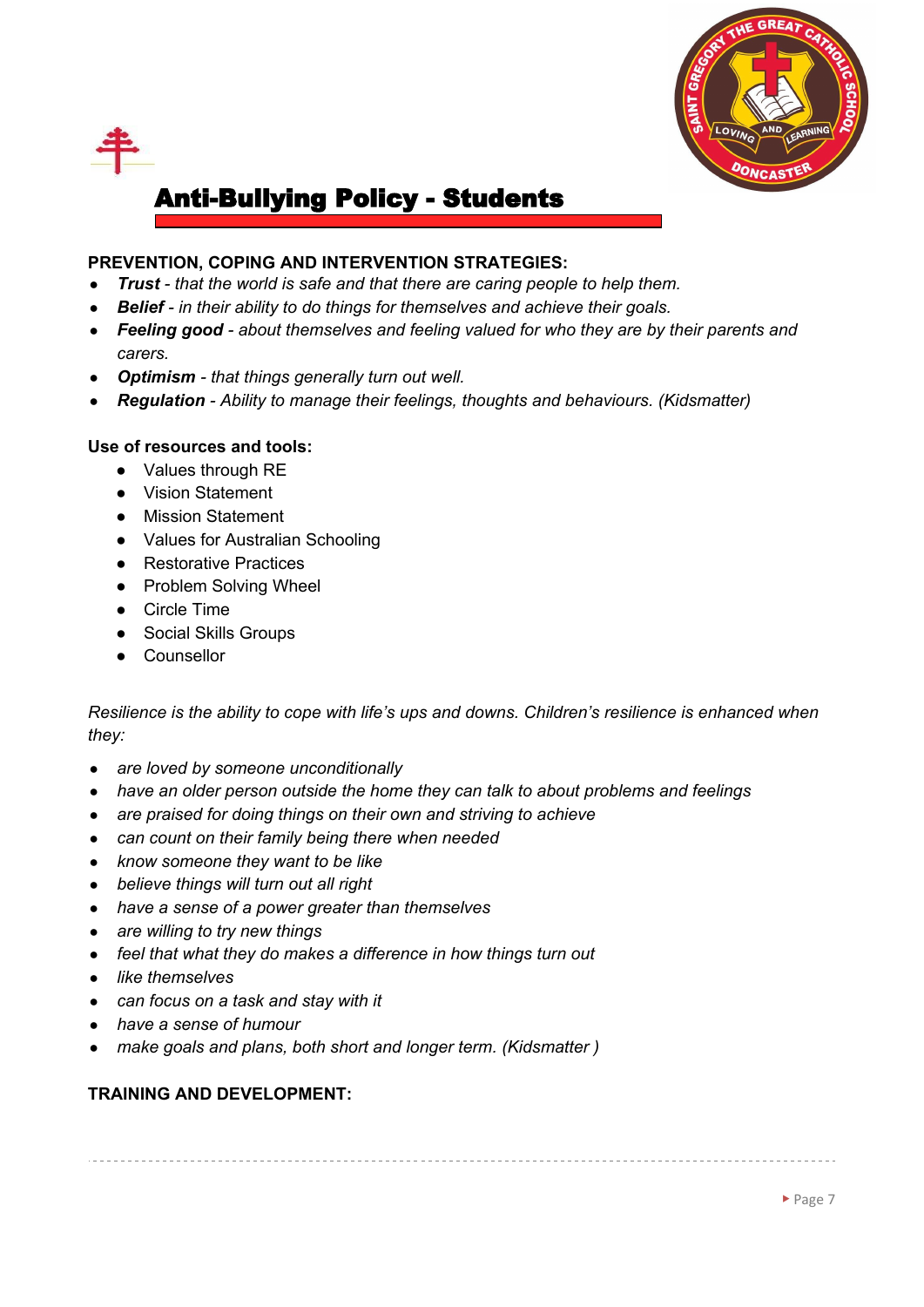# Anti-Bullying Policy - Students

**PREVENTION, COPING AND INTERVENTION STRATEGIES:**

- ***Trust*** *- that the world is safe and that there are caring people to help them.*
- ***Belief*** *- in their ability to do things for themselves and achieve their goals.*
- ***Feeling good*** *- about themselves and feeling valued for who they are by their parents and carers.*
- ***Optimism*** *- that things generally turn out well.*
- ***Regulation*** *- Ability to manage their feelings, thoughts and behaviours. (Kidsmatter)*

**Use of resources and tools:**

- Values through RE
- Vision Statement
- Mission Statement
- Values for Australian Schooling
- Restorative Practices
- Problem Solving Wheel
- Circle Time
- Social Skills Groups
- Counsellor

*Resilience is the ability to cope with life's ups and downs. Children's resilience is enhanced when they:*

- *are loved by someone unconditionally*
- *have an older person outside the home they can talk to about problems and feelings*
- *are praised for doing things on their own and striving to achieve*
- *can count on their family being there when needed*
- *know someone they want to be like*
- *believe things will turn out all right*
- *have a sense of a power greater than themselves*
- *are willing to try new things*
- *feel that what they do makes a difference in how things turn out*
- *like themselves*
- *can focus on a task and stay with it*
- *have a sense of humour*
- *make goals and plans, both short and longer term. (Kidsmatter )*

**TRAINING AND DEVELOPMENT:**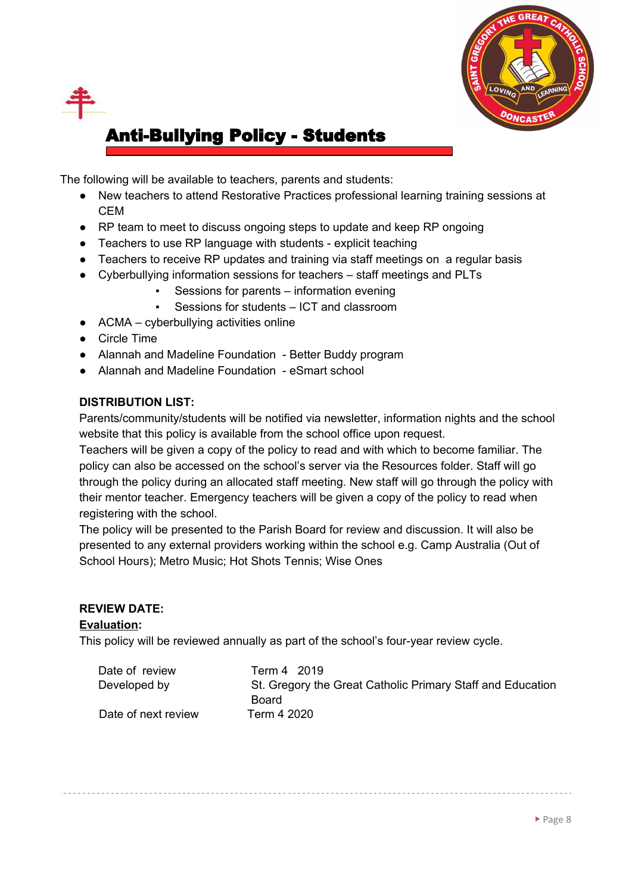# Anti-Bullying Policy - Students

The following will be available to teachers, parents and students:

- New teachers to attend Restorative Practices professional learning training sessions at CEM
- RP team to meet to discuss ongoing steps to update and keep RP ongoing
- Teachers to use RP language with students - explicit teaching
- Teachers to receive RP updates and training via staff meetings on a regular basis
- Cyberbullying information sessions for teachers – staff meetings and PLTs
    - Sessions for parents – information evening
    - Sessions for students – ICT and classroom
- ACMA – cyberbullying activities online
- Circle Time
- Alannah and Madeline Foundation - Better Buddy program
- Alannah and Madeline Foundation - eSmart school

**DISTRIBUTION LIST:**

Parents/community/students will be notified via newsletter, information nights and the school website that this policy is available from the school office upon request.

Teachers will be given a copy of the policy to read and with which to become familiar. The policy can also be accessed on the school's server via the Resources folder. Staff will go through the policy during an allocated staff meeting. New staff will go through the policy with their mentor teacher. Emergency teachers will be given a copy of the policy to read when registering with the school.

The policy will be presented to the Parish Board for review and discussion. It will also be presented to any external providers working within the school e.g. Camp Australia (Out of School Hours); Metro Music; Hot Shots Tennis; Wise Ones

**REVIEW DATE:**

**Evaluation:**

This policy will be reviewed annually as part of the school's four-year review cycle.

| | |
|---|---|
| Date of review | Term 4 2019 |
| Developed by | St. Gregory the Great Catholic Primary Staff and Education Board |
| Date of next review | Term 4 2020 |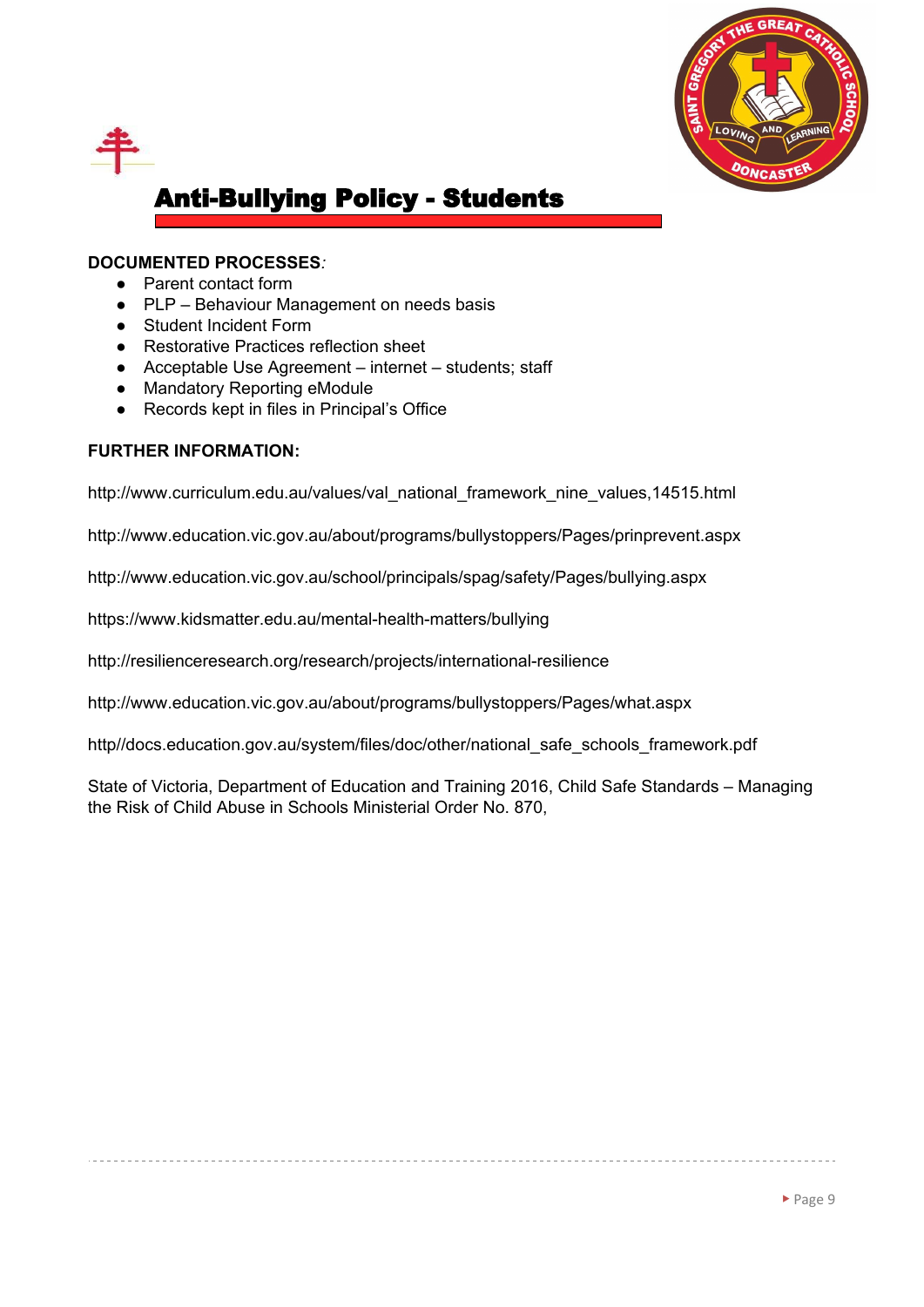# Anti-Bullying Policy - Students

**DOCUMENTED PROCESSES***:*

- Parent contact form
- PLP – Behaviour Management on needs basis
- Student Incident Form
- Restorative Practices reflection sheet
- Acceptable Use Agreement – internet – students; staff
- Mandatory Reporting eModule
- Records kept in files in Principal's Office

**FURTHER INFORMATION:**

http://www.curriculum.edu.au/values/val_national_framework_nine_values,14515.html

http://www.education.vic.gov.au/about/programs/bullystoppers/Pages/prinprevent.aspx

http://www.education.vic.gov.au/school/principals/spag/safety/Pages/bullying.aspx

https://www.kidsmatter.edu.au/mental-health-matters/bullying

http://resilienceresearch.org/research/projects/international-resilience

http://www.education.vic.gov.au/about/programs/bullystoppers/Pages/what.aspx

http//docs.education.gov.au/system/files/doc/other/national_safe_schools_framework.pdf

State of Victoria, Department of Education and Training 2016, Child Safe Standards – Managing the Risk of Child Abuse in Schools Ministerial Order No. 870,